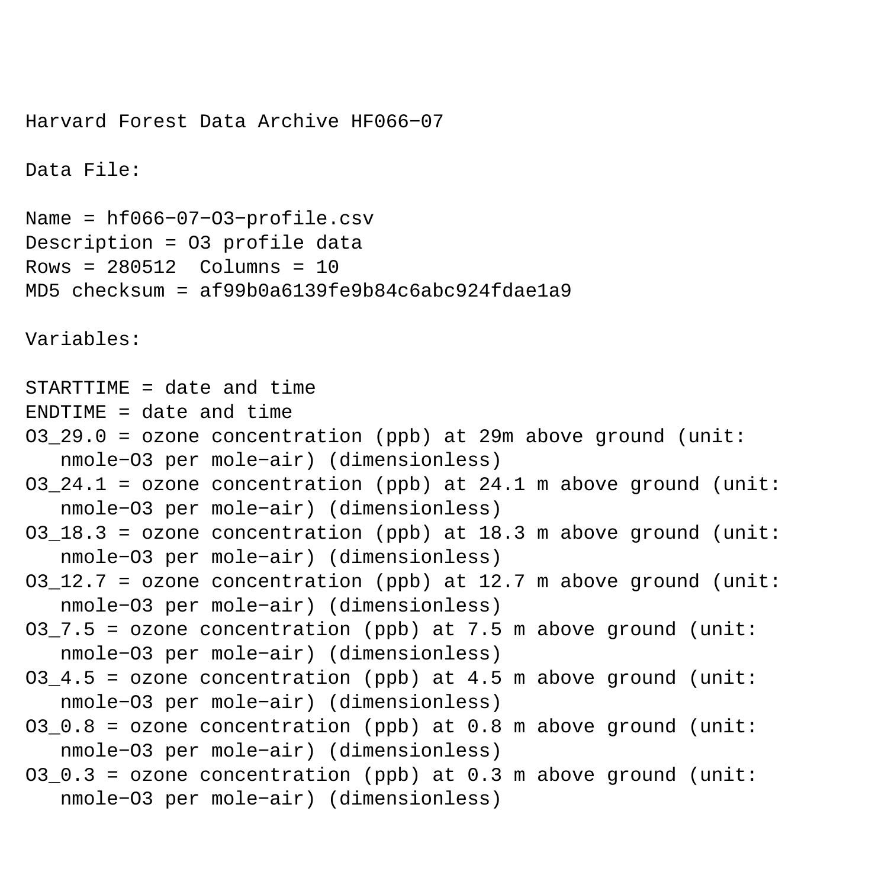Harvard Forest Data Archive HF066-07

Data File:

Name = hf066-07-O3-profile.csv
Description = O3 profile data
Rows = 280512  Columns = 10
MD5 checksum = af99b0a6139fe9b84c6abc924fdae1a9

Variables:

STARTTIME = date and time
ENDTIME = date and time
O3_29.0 = ozone concentration (ppb) at 29m above ground (unit: nmole-O3 per mole-air) (dimensionless)
O3_24.1 = ozone concentration (ppb) at 24.1 m above ground (unit: nmole-O3 per mole-air) (dimensionless)
O3_18.3 = ozone concentration (ppb) at 18.3 m above ground (unit: nmole-O3 per mole-air) (dimensionless)
O3_12.7 = ozone concentration (ppb) at 12.7 m above ground (unit: nmole-O3 per mole-air) (dimensionless)
O3_7.5 = ozone concentration (ppb) at 7.5 m above ground (unit: nmole-O3 per mole-air) (dimensionless)
O3_4.5 = ozone concentration (ppb) at 4.5 m above ground (unit: nmole-O3 per mole-air) (dimensionless)
O3_0.8 = ozone concentration (ppb) at 0.8 m above ground (unit: nmole-O3 per mole-air) (dimensionless)
O3_0.3 = ozone concentration (ppb) at 0.3 m above ground (unit: nmole-O3 per mole-air) (dimensionless)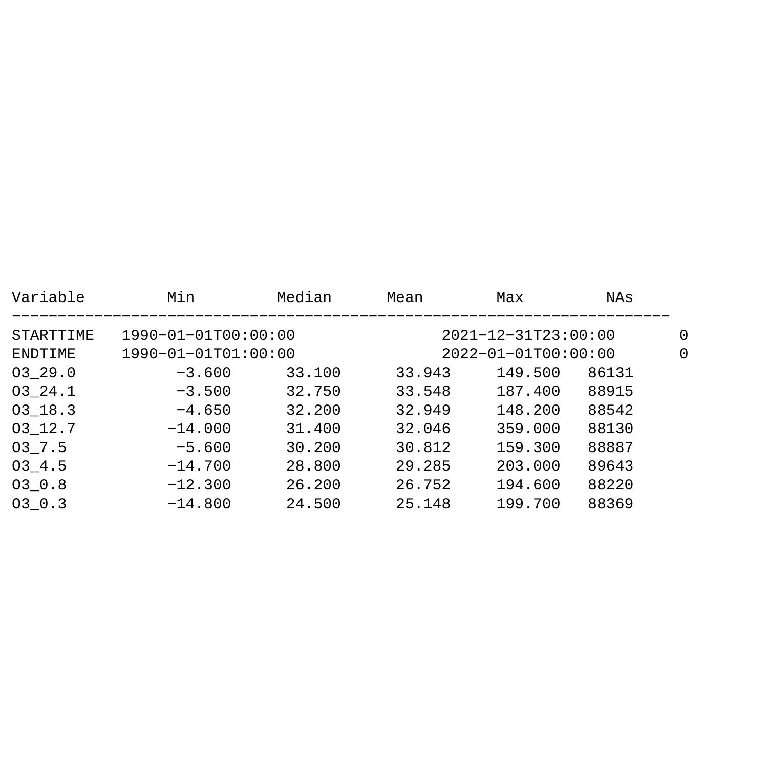| Variable | Min | Median | Mean | Max | NAs |
|---|---|---|---|---|---|
| STARTTIME | 1990-01-01T00:00:00 | | | 2021-12-31T23:00:00 | 0 |
| ENDTIME | 1990-01-01T01:00:00 | | | 2022-01-01T00:00:00 | 0 |
| O3_29.0 | -3.600 | 33.100 | 33.943 | 149.500 | 86131 |
| O3_24.1 | -3.500 | 32.750 | 33.548 | 187.400 | 88915 |
| O3_18.3 | -4.650 | 32.200 | 32.949 | 148.200 | 88542 |
| O3_12.7 | -14.000 | 31.400 | 32.046 | 359.000 | 88130 |
| O3_7.5 | -5.600 | 30.200 | 30.812 | 159.300 | 88887 |
| O3_4.5 | -14.700 | 28.800 | 29.285 | 203.000 | 89643 |
| O3_0.8 | -12.300 | 26.200 | 26.752 | 194.600 | 88220 |
| O3_0.3 | -14.800 | 24.500 | 25.148 | 199.700 | 88369 |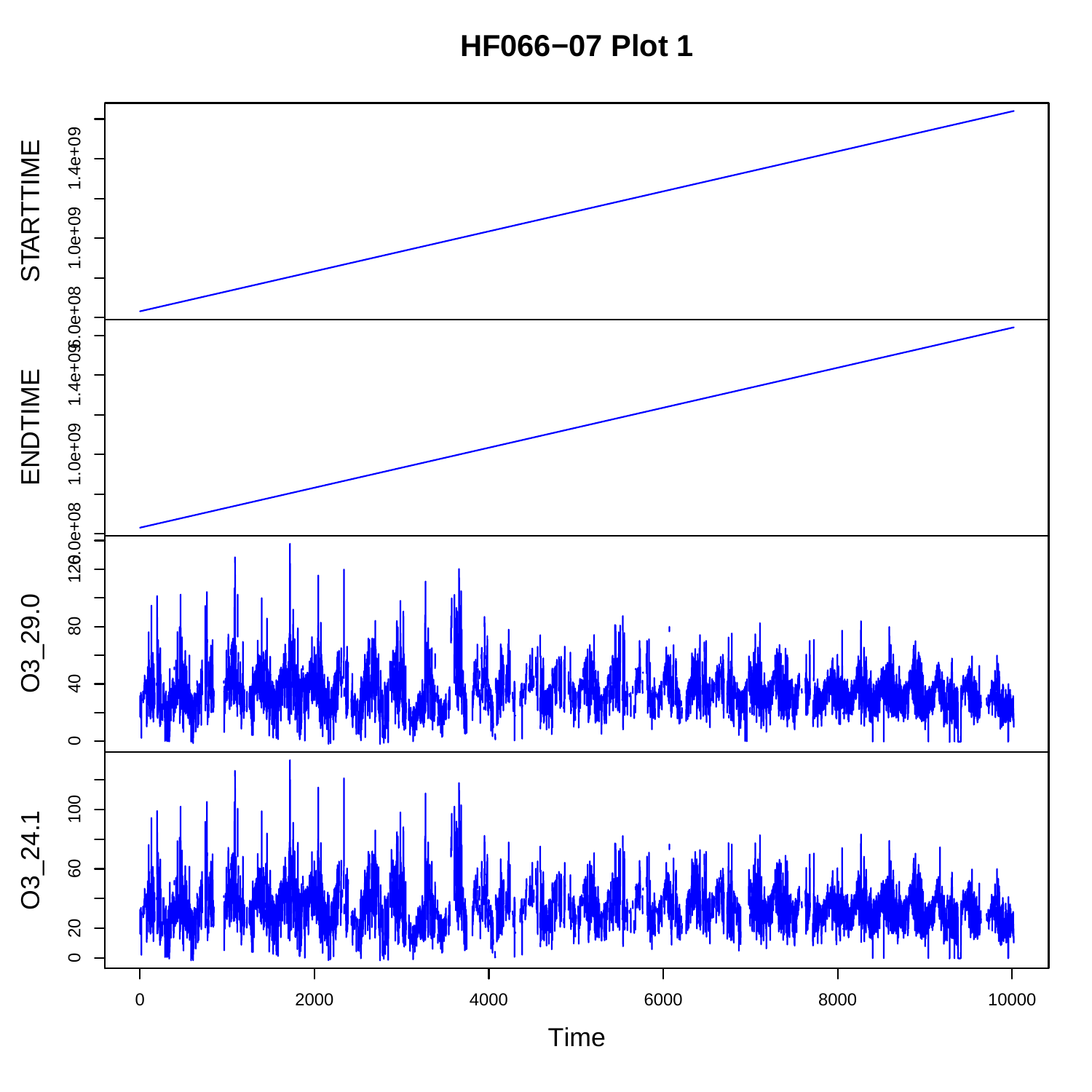# HF066−07 Plot 1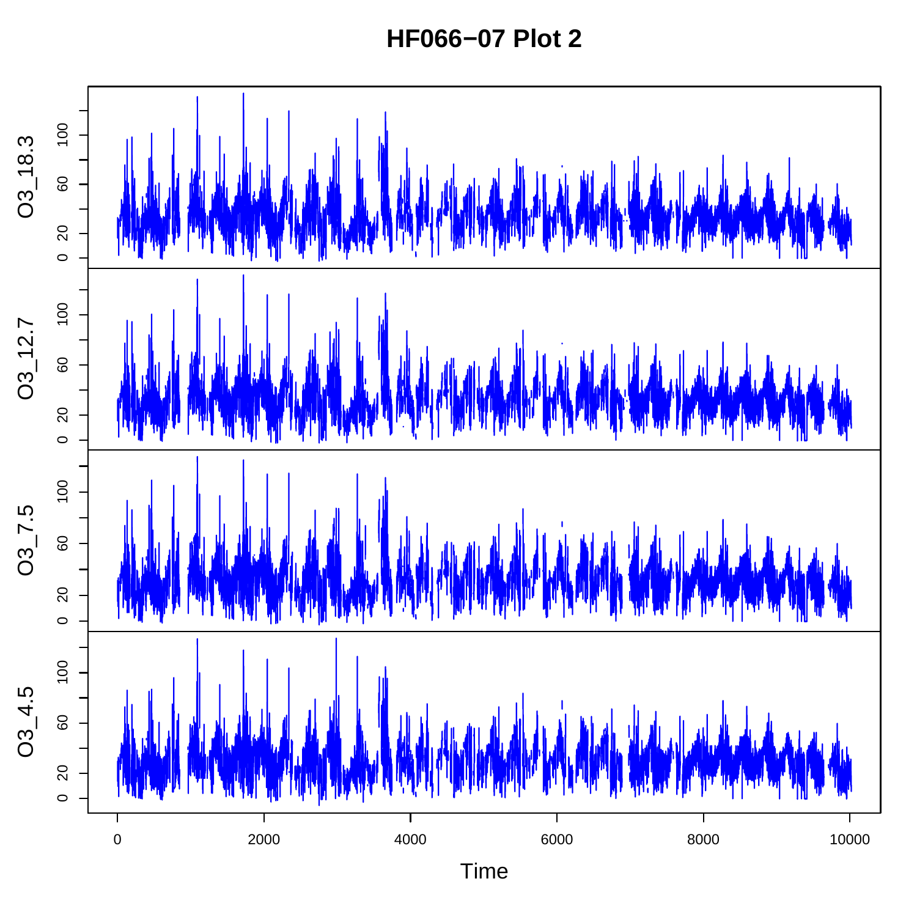# HF066−07 Plot 2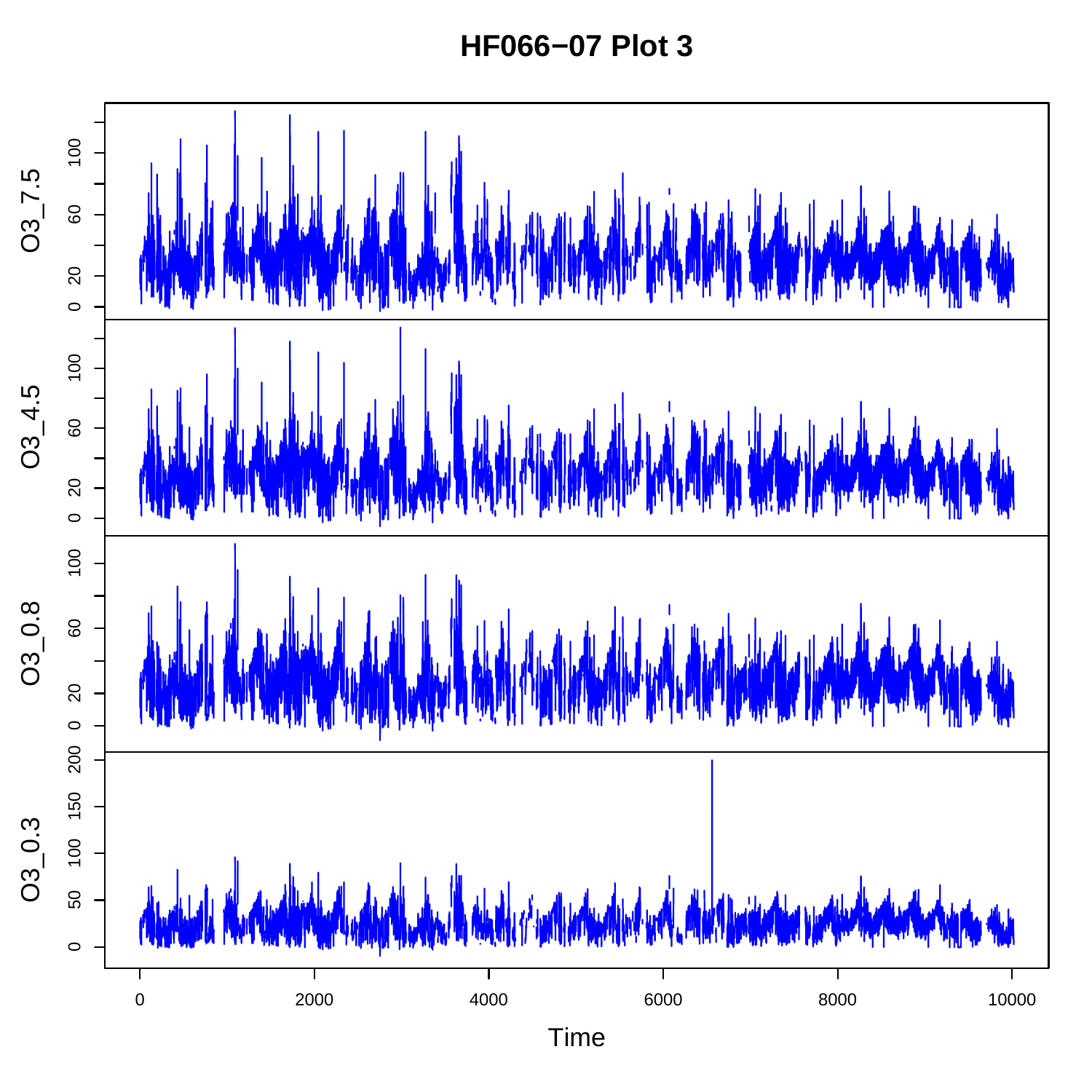# HF066−07 Plot 3

O3_7.5

0
20
60
100

O3_4.5

0
20
60
100

O3_0.8

0
20
60
100

O3_0.3

0
50
100
150
200

0
2000
4000
6000
8000
10000

Time